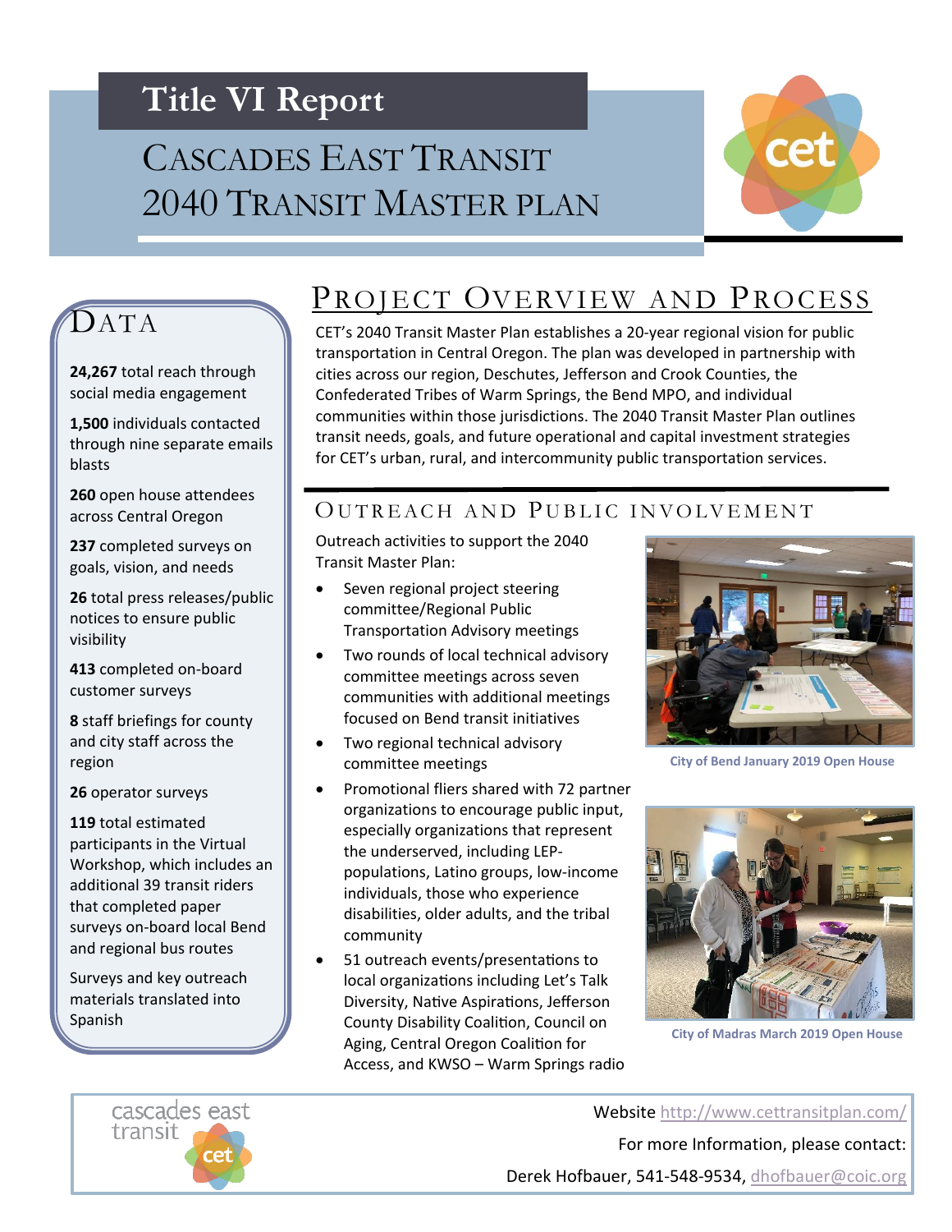# Title VI Report

# Cascades East Transit 2040 Transit Master Plan

## Data

**24,267** total reach through social media engagement

**1,500** individuals contacted through nine separate emails blasts

**260** open house attendees across Central Oregon

**237** completed surveys on goals, vision, and needs

**26** total press releases/public notices to ensure public visibility

**413** completed on-board customer surveys

**8** staff briefings for county and city staff across the region

**26** operator surveys

**119** total estimated participants in the Virtual Workshop, which includes an additional 39 transit riders that completed paper surveys on-board local Bend and regional bus routes

Surveys and key outreach materials translated into Spanish

## Project Overview and Process

CET's 2040 Transit Master Plan establishes a 20-year regional vision for public transportation in Central Oregon. The plan was developed in partnership with cities across our region, Deschutes, Jefferson and Crook Counties, the Confederated Tribes of Warm Springs, the Bend MPO, and individual communities within those jurisdictions. The 2040 Transit Master Plan outlines transit needs, goals, and future operational and capital investment strategies for CET's urban, rural, and intercommunity public transportation services.

### Outreach and Public Involvement

Outreach activities to support the 2040 Transit Master Plan:

- Seven regional project steering committee/Regional Public Transportation Advisory meetings
- Two rounds of local technical advisory committee meetings across seven communities with additional meetings focused on Bend transit initiatives
- Two regional technical advisory committee meetings
- Promotional fliers shared with 72 partner organizations to encourage public input, especially organizations that represent the underserved, including LEP-populations, Latino groups, low-income individuals, those who experience disabilities, older adults, and the tribal community
- 51 outreach events/presentations to local organizations including Let's Talk Diversity, Native Aspirations, Jefferson County Disability Coalition, Council on Aging, Central Oregon Coalition for Access, and KWSO – Warm Springs radio

City of Bend January 2019 Open House

City of Madras March 2019 Open House

Website http://www.cettransitplan.com/

For more Information, please contact:

Derek Hofbauer, 541-548-9534, dhofbauer@coic.org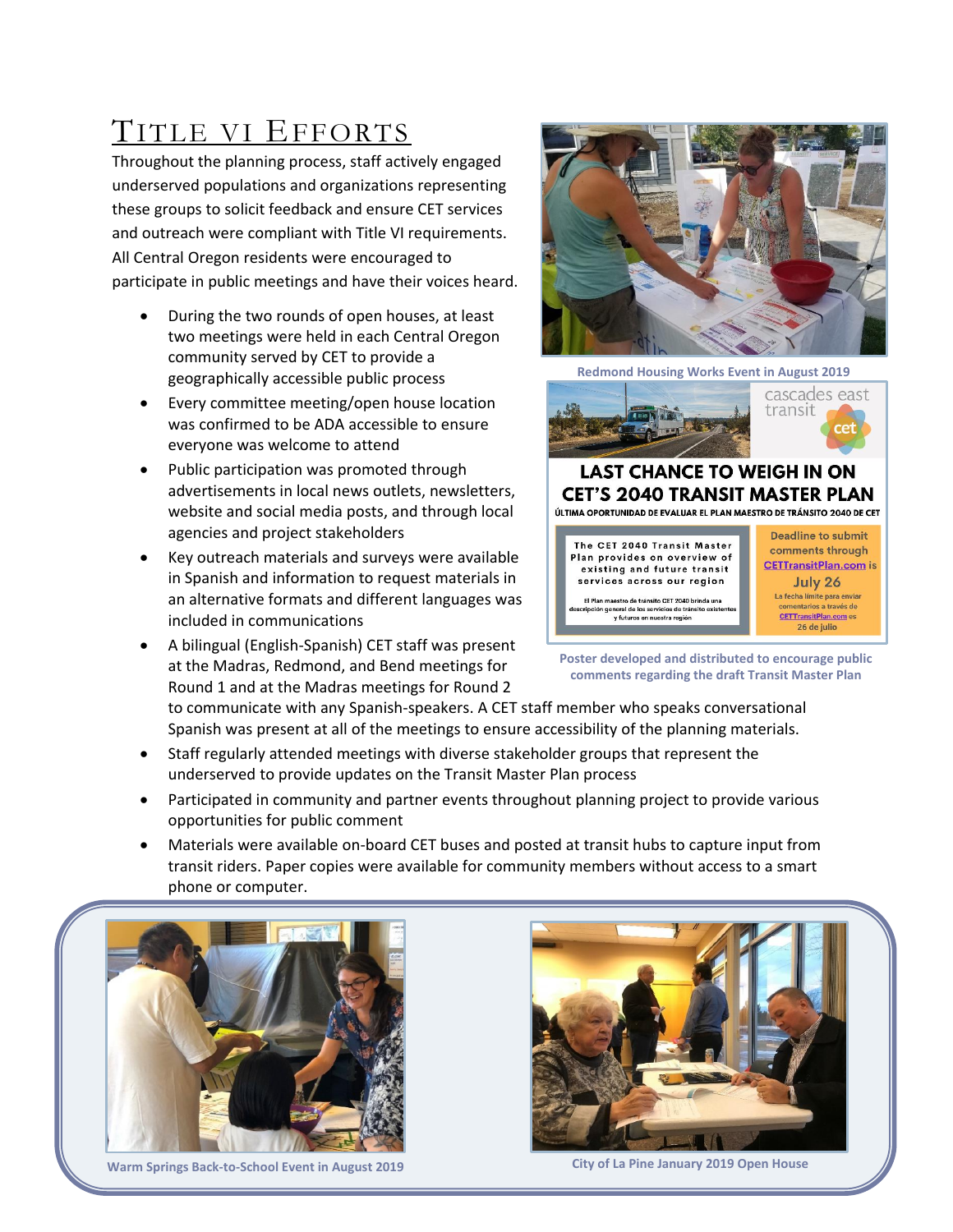## Title VI Efforts

Throughout the planning process, staff actively engaged underserved populations and organizations representing these groups to solicit feedback and ensure CET services and outreach were compliant with Title VI requirements. All Central Oregon residents were encouraged to participate in public meetings and have their voices heard.

- During the two rounds of open houses, at least two meetings were held in each Central Oregon community served by CET to provide a geographically accessible public process
- Every committee meeting/open house location was confirmed to be ADA accessible to ensure everyone was welcome to attend
- Public participation was promoted through advertisements in local news outlets, newsletters, website and social media posts, and through local agencies and project stakeholders
- Key outreach materials and surveys were available in Spanish and information to request materials in an alternative formats and different languages was included in communications
- A bilingual (English-Spanish) CET staff was present at the Madras, Redmond, and Bend meetings for Round 1 and at the Madras meetings for Round 2 to communicate with any Spanish-speakers. A CET staff member who speaks conversational Spanish was present at all of the meetings to ensure accessibility of the planning materials.
- Staff regularly attended meetings with diverse stakeholder groups that represent the underserved to provide updates on the Transit Master Plan process
- Participated in community and partner events throughout planning project to provide various opportunities for public comment
- Materials were available on-board CET buses and posted at transit hubs to capture input from transit riders. Paper copies were available for community members without access to a smart phone or computer.

Redmond Housing Works Event in August 2019

cascades east transit

cet

**LAST CHANCE TO WEIGH IN ON CET'S 2040 TRANSIT MASTER PLAN**

ÚLTIMA OPORTUNIDAD DE EVALUAR EL PLAN MAESTRO DE TRÁNSITO 2040 DE CET

The CET 2040 Transit Master Plan provides on overview of existing and future transit services across our region

El Plan maestro de tránsito CET 2040 brinda una descripción general de los servicios de tránsito existentes y futuros en nuestra región

Deadline to submit comments through CETTransitPlan.com is July 26

La fecha límite para enviar comentarios a través de CETTransitPlan.com es 26 de julio

Poster developed and distributed to encourage public comments regarding the draft Transit Master Plan

Warm Springs Back-to-School Event in August 2019

City of La Pine January 2019 Open House